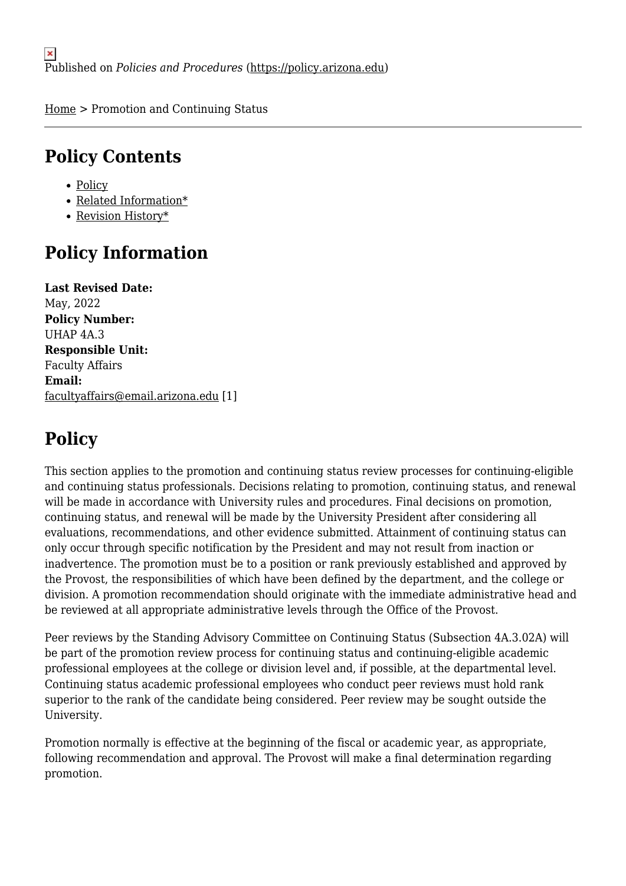Published on *Policies and Procedures* (https://policy.arizona.edu)

Home > Promotion and Continuing Status

## Policy Contents

- Policy
- Related Information*
- Revision History*

## Policy Information

**Last Revised Date:**
May, 2022
**Policy Number:**
UHAP 4A.3
**Responsible Unit:**
Faculty Affairs
**Email:**
facultyaffairs@email.arizona.edu [1]

# Policy

This section applies to the promotion and continuing status review processes for continuing-eligible and continuing status professionals. Decisions relating to promotion, continuing status, and renewal will be made in accordance with University rules and procedures. Final decisions on promotion, continuing status, and renewal will be made by the University President after considering all evaluations, recommendations, and other evidence submitted. Attainment of continuing status can only occur through specific notification by the President and may not result from inaction or inadvertence. The promotion must be to a position or rank previously established and approved by the Provost, the responsibilities of which have been defined by the department, and the college or division. A promotion recommendation should originate with the immediate administrative head and be reviewed at all appropriate administrative levels through the Office of the Provost.

Peer reviews by the Standing Advisory Committee on Continuing Status (Subsection 4A.3.02A) will be part of the promotion review process for continuing status and continuing-eligible academic professional employees at the college or division level and, if possible, at the departmental level. Continuing status academic professional employees who conduct peer reviews must hold rank superior to the rank of the candidate being considered. Peer review may be sought outside the University.

Promotion normally is effective at the beginning of the fiscal or academic year, as appropriate, following recommendation and approval. The Provost will make a final determination regarding promotion.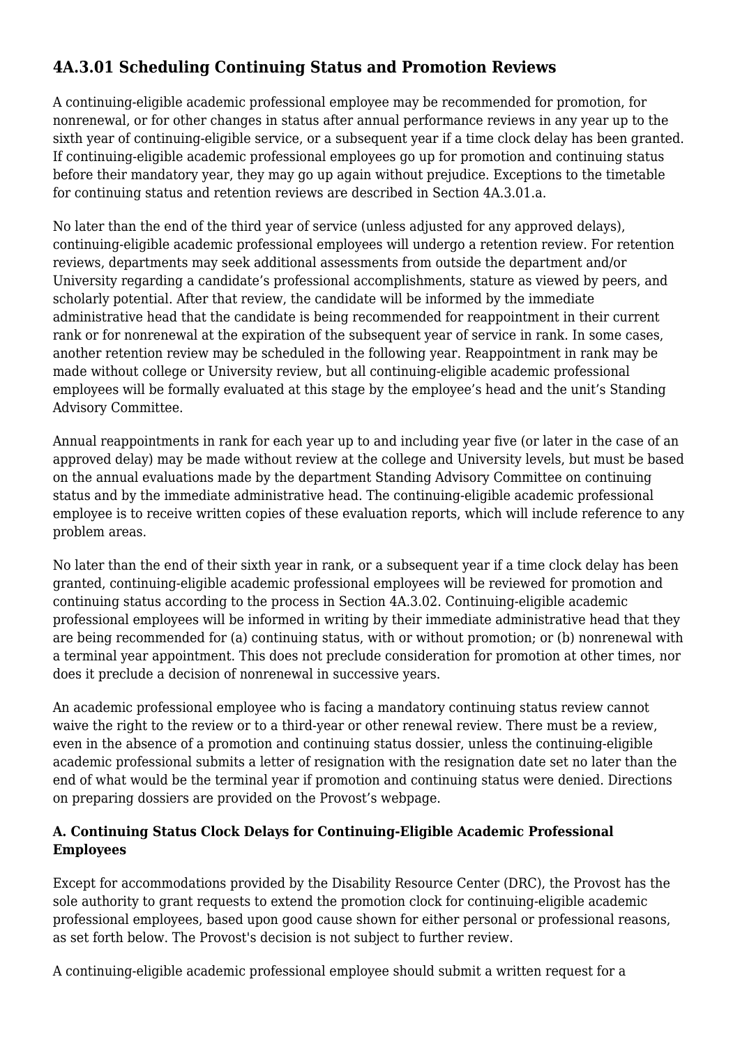## 4A.3.01 Scheduling Continuing Status and Promotion Reviews

A continuing-eligible academic professional employee may be recommended for promotion, for nonrenewal, or for other changes in status after annual performance reviews in any year up to the sixth year of continuing-eligible service, or a subsequent year if a time clock delay has been granted. If continuing-eligible academic professional employees go up for promotion and continuing status before their mandatory year, they may go up again without prejudice. Exceptions to the timetable for continuing status and retention reviews are described in Section 4A.3.01.a.

No later than the end of the third year of service (unless adjusted for any approved delays), continuing-eligible academic professional employees will undergo a retention review. For retention reviews, departments may seek additional assessments from outside the department and/or University regarding a candidate's professional accomplishments, stature as viewed by peers, and scholarly potential. After that review, the candidate will be informed by the immediate administrative head that the candidate is being recommended for reappointment in their current rank or for nonrenewal at the expiration of the subsequent year of service in rank. In some cases, another retention review may be scheduled in the following year. Reappointment in rank may be made without college or University review, but all continuing-eligible academic professional employees will be formally evaluated at this stage by the employee's head and the unit's Standing Advisory Committee.

Annual reappointments in rank for each year up to and including year five (or later in the case of an approved delay) may be made without review at the college and University levels, but must be based on the annual evaluations made by the department Standing Advisory Committee on continuing status and by the immediate administrative head. The continuing-eligible academic professional employee is to receive written copies of these evaluation reports, which will include reference to any problem areas.

No later than the end of their sixth year in rank, or a subsequent year if a time clock delay has been granted, continuing-eligible academic professional employees will be reviewed for promotion and continuing status according to the process in Section 4A.3.02. Continuing-eligible academic professional employees will be informed in writing by their immediate administrative head that they are being recommended for (a) continuing status, with or without promotion; or (b) nonrenewal with a terminal year appointment. This does not preclude consideration for promotion at other times, nor does it preclude a decision of nonrenewal in successive years.

An academic professional employee who is facing a mandatory continuing status review cannot waive the right to the review or to a third-year or other renewal review. There must be a review, even in the absence of a promotion and continuing status dossier, unless the continuing-eligible academic professional submits a letter of resignation with the resignation date set no later than the end of what would be the terminal year if promotion and continuing status were denied. Directions on preparing dossiers are provided on the Provost's webpage.

### A. Continuing Status Clock Delays for Continuing-Eligible Academic Professional Employees

Except for accommodations provided by the Disability Resource Center (DRC), the Provost has the sole authority to grant requests to extend the promotion clock for continuing-eligible academic professional employees, based upon good cause shown for either personal or professional reasons, as set forth below. The Provost's decision is not subject to further review.

A continuing-eligible academic professional employee should submit a written request for a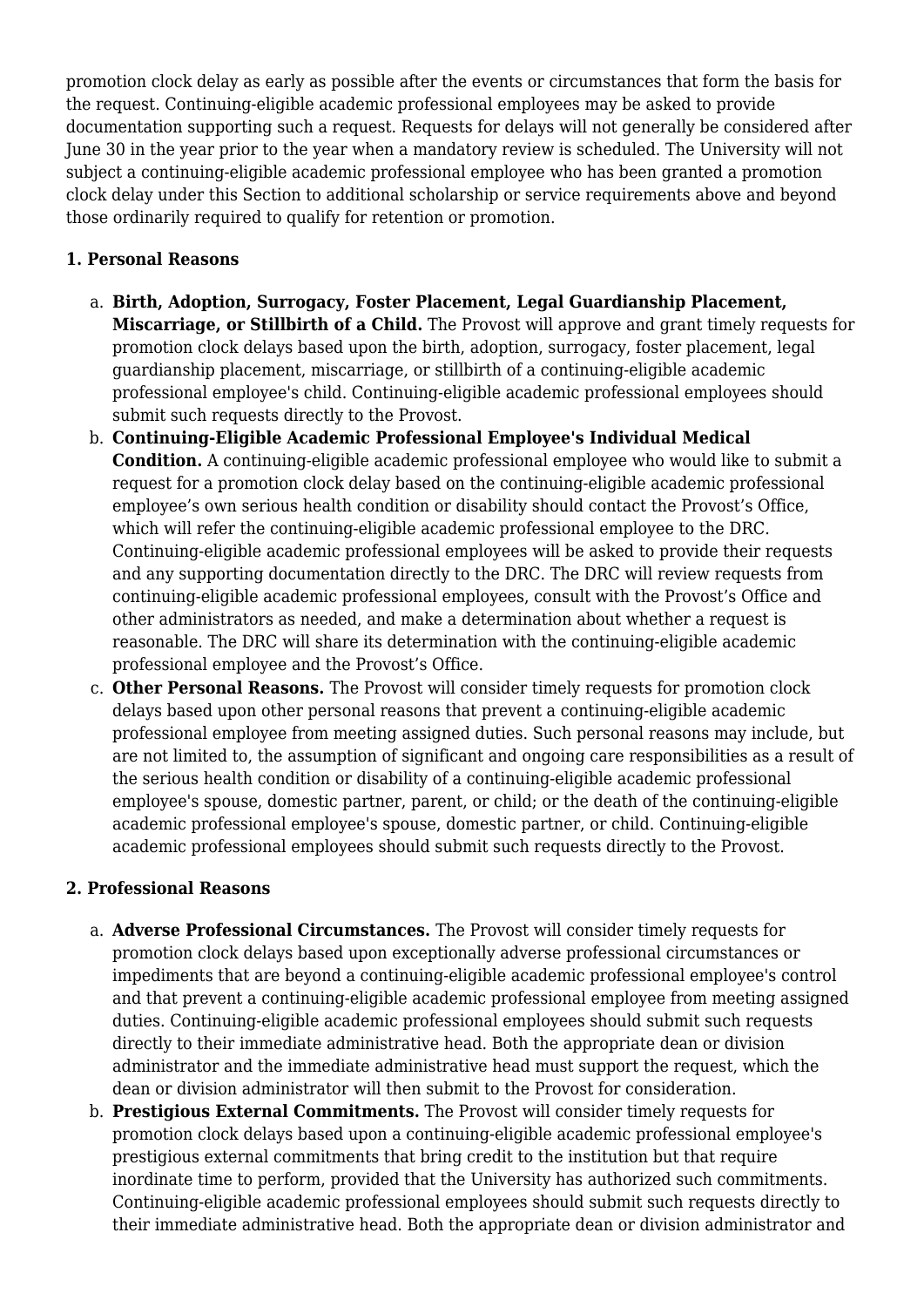promotion clock delay as early as possible after the events or circumstances that form the basis for the request. Continuing-eligible academic professional employees may be asked to provide documentation supporting such a request. Requests for delays will not generally be considered after June 30 in the year prior to the year when a mandatory review is scheduled. The University will not subject a continuing-eligible academic professional employee who has been granted a promotion clock delay under this Section to additional scholarship or service requirements above and beyond those ordinarily required to qualify for retention or promotion.

**1. Personal Reasons**

a. **Birth, Adoption, Surrogacy, Foster Placement, Legal Guardianship Placement, Miscarriage, or Stillbirth of a Child.** The Provost will approve and grant timely requests for promotion clock delays based upon the birth, adoption, surrogacy, foster placement, legal guardianship placement, miscarriage, or stillbirth of a continuing-eligible academic professional employee's child. Continuing-eligible academic professional employees should submit such requests directly to the Provost.

b. **Continuing-Eligible Academic Professional Employee's Individual Medical Condition.** A continuing-eligible academic professional employee who would like to submit a request for a promotion clock delay based on the continuing-eligible academic professional employee's own serious health condition or disability should contact the Provost's Office, which will refer the continuing-eligible academic professional employee to the DRC. Continuing-eligible academic professional employees will be asked to provide their requests and any supporting documentation directly to the DRC. The DRC will review requests from continuing-eligible academic professional employees, consult with the Provost's Office and other administrators as needed, and make a determination about whether a request is reasonable. The DRC will share its determination with the continuing-eligible academic professional employee and the Provost's Office.

c. **Other Personal Reasons.** The Provost will consider timely requests for promotion clock delays based upon other personal reasons that prevent a continuing-eligible academic professional employee from meeting assigned duties. Such personal reasons may include, but are not limited to, the assumption of significant and ongoing care responsibilities as a result of the serious health condition or disability of a continuing-eligible academic professional employee's spouse, domestic partner, parent, or child; or the death of the continuing-eligible academic professional employee's spouse, domestic partner, or child. Continuing-eligible academic professional employees should submit such requests directly to the Provost.

**2. Professional Reasons**

a. **Adverse Professional Circumstances.** The Provost will consider timely requests for promotion clock delays based upon exceptionally adverse professional circumstances or impediments that are beyond a continuing-eligible academic professional employee's control and that prevent a continuing-eligible academic professional employee from meeting assigned duties. Continuing-eligible academic professional employees should submit such requests directly to their immediate administrative head. Both the appropriate dean or division administrator and the immediate administrative head must support the request, which the dean or division administrator will then submit to the Provost for consideration.

b. **Prestigious External Commitments.** The Provost will consider timely requests for promotion clock delays based upon a continuing-eligible academic professional employee's prestigious external commitments that bring credit to the institution but that require inordinate time to perform, provided that the University has authorized such commitments. Continuing-eligible academic professional employees should submit such requests directly to their immediate administrative head. Both the appropriate dean or division administrator and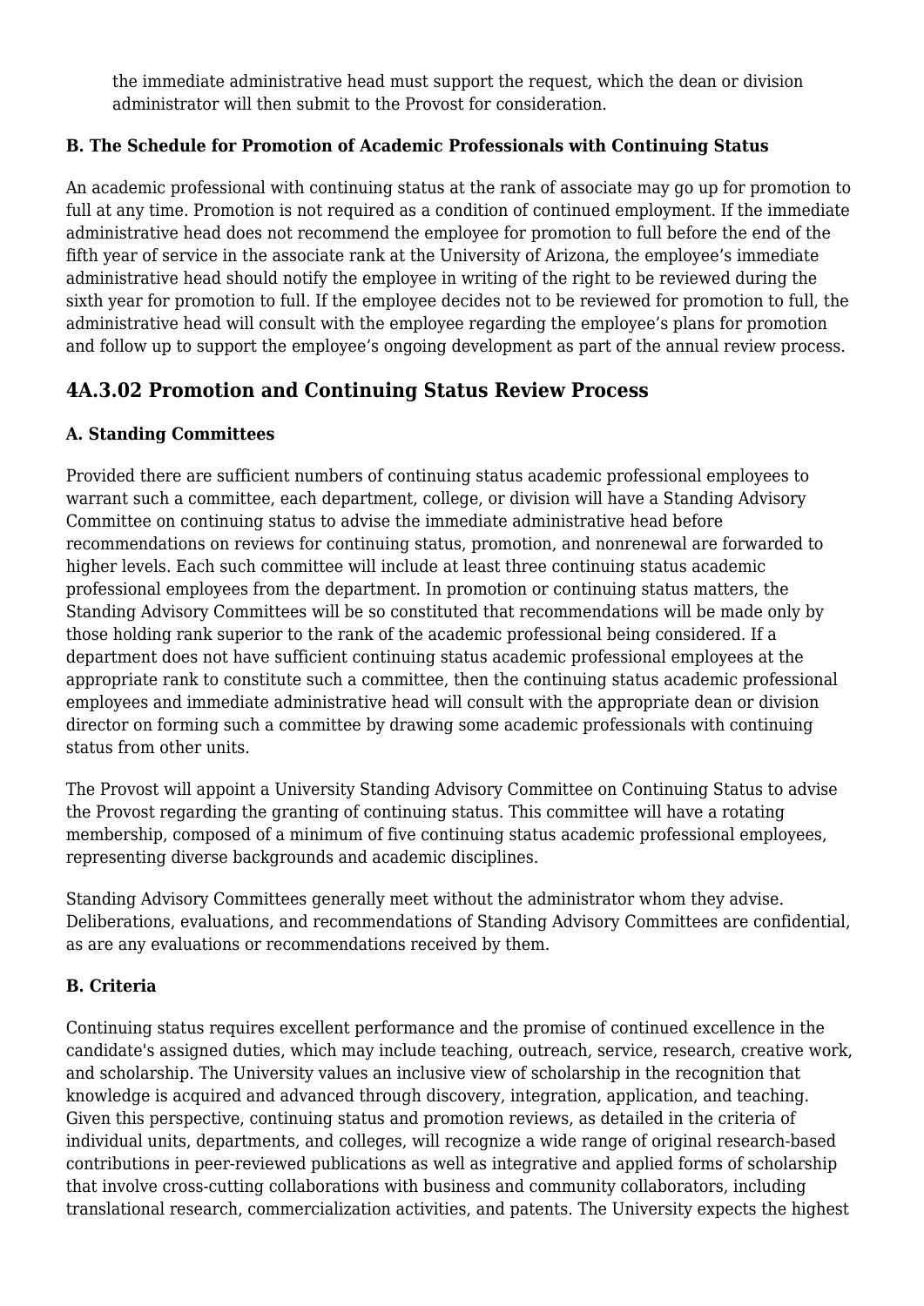the immediate administrative head must support the request, which the dean or division administrator will then submit to the Provost for consideration.

**B. The Schedule for Promotion of Academic Professionals with Continuing Status**

An academic professional with continuing status at the rank of associate may go up for promotion to full at any time. Promotion is not required as a condition of continued employment. If the immediate administrative head does not recommend the employee for promotion to full before the end of the fifth year of service in the associate rank at the University of Arizona, the employee's immediate administrative head should notify the employee in writing of the right to be reviewed during the sixth year for promotion to full. If the employee decides not to be reviewed for promotion to full, the administrative head will consult with the employee regarding the employee's plans for promotion and follow up to support the employee's ongoing development as part of the annual review process.

## 4A.3.02 Promotion and Continuing Status Review Process

**A. Standing Committees**

Provided there are sufficient numbers of continuing status academic professional employees to warrant such a committee, each department, college, or division will have a Standing Advisory Committee on continuing status to advise the immediate administrative head before recommendations on reviews for continuing status, promotion, and nonrenewal are forwarded to higher levels. Each such committee will include at least three continuing status academic professional employees from the department. In promotion or continuing status matters, the Standing Advisory Committees will be so constituted that recommendations will be made only by those holding rank superior to the rank of the academic professional being considered. If a department does not have sufficient continuing status academic professional employees at the appropriate rank to constitute such a committee, then the continuing status academic professional employees and immediate administrative head will consult with the appropriate dean or division director on forming such a committee by drawing some academic professionals with continuing status from other units.

The Provost will appoint a University Standing Advisory Committee on Continuing Status to advise the Provost regarding the granting of continuing status. This committee will have a rotating membership, composed of a minimum of five continuing status academic professional employees, representing diverse backgrounds and academic disciplines.

Standing Advisory Committees generally meet without the administrator whom they advise. Deliberations, evaluations, and recommendations of Standing Advisory Committees are confidential, as are any evaluations or recommendations received by them.

**B. Criteria**

Continuing status requires excellent performance and the promise of continued excellence in the candidate's assigned duties, which may include teaching, outreach, service, research, creative work, and scholarship. The University values an inclusive view of scholarship in the recognition that knowledge is acquired and advanced through discovery, integration, application, and teaching. Given this perspective, continuing status and promotion reviews, as detailed in the criteria of individual units, departments, and colleges, will recognize a wide range of original research-based contributions in peer-reviewed publications as well as integrative and applied forms of scholarship that involve cross-cutting collaborations with business and community collaborators, including translational research, commercialization activities, and patents. The University expects the highest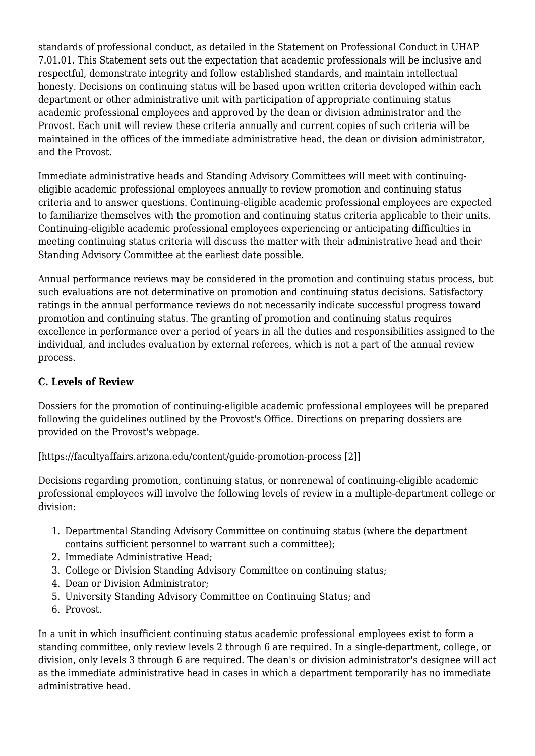standards of professional conduct, as detailed in the Statement on Professional Conduct in UHAP 7.01.01. This Statement sets out the expectation that academic professionals will be inclusive and respectful, demonstrate integrity and follow established standards, and maintain intellectual honesty. Decisions on continuing status will be based upon written criteria developed within each department or other administrative unit with participation of appropriate continuing status academic professional employees and approved by the dean or division administrator and the Provost. Each unit will review these criteria annually and current copies of such criteria will be maintained in the offices of the immediate administrative head, the dean or division administrator, and the Provost.

Immediate administrative heads and Standing Advisory Committees will meet with continuing-eligible academic professional employees annually to review promotion and continuing status criteria and to answer questions. Continuing-eligible academic professional employees are expected to familiarize themselves with the promotion and continuing status criteria applicable to their units. Continuing-eligible academic professional employees experiencing or anticipating difficulties in meeting continuing status criteria will discuss the matter with their administrative head and their Standing Advisory Committee at the earliest date possible.

Annual performance reviews may be considered in the promotion and continuing status process, but such evaluations are not determinative on promotion and continuing status decisions. Satisfactory ratings in the annual performance reviews do not necessarily indicate successful progress toward promotion and continuing status. The granting of promotion and continuing status requires excellence in performance over a period of years in all the duties and responsibilities assigned to the individual, and includes evaluation by external referees, which is not a part of the annual review process.

**C. Levels of Review**

Dossiers for the promotion of continuing-eligible academic professional employees will be prepared following the guidelines outlined by the Provost's Office. Directions on preparing dossiers are provided on the Provost's webpage.

[https://facultyaffairs.arizona.edu/content/guide-promotion-process [2]]

Decisions regarding promotion, continuing status, or nonrenewal of continuing-eligible academic professional employees will involve the following levels of review in a multiple-department college or division:

1. Departmental Standing Advisory Committee on continuing status (where the department contains sufficient personnel to warrant such a committee);
2. Immediate Administrative Head;
3. College or Division Standing Advisory Committee on continuing status;
4. Dean or Division Administrator;
5. University Standing Advisory Committee on Continuing Status; and
6. Provost.

In a unit in which insufficient continuing status academic professional employees exist to form a standing committee, only review levels 2 through 6 are required. In a single-department, college, or division, only levels 3 through 6 are required. The dean's or division administrator's designee will act as the immediate administrative head in cases in which a department temporarily has no immediate administrative head.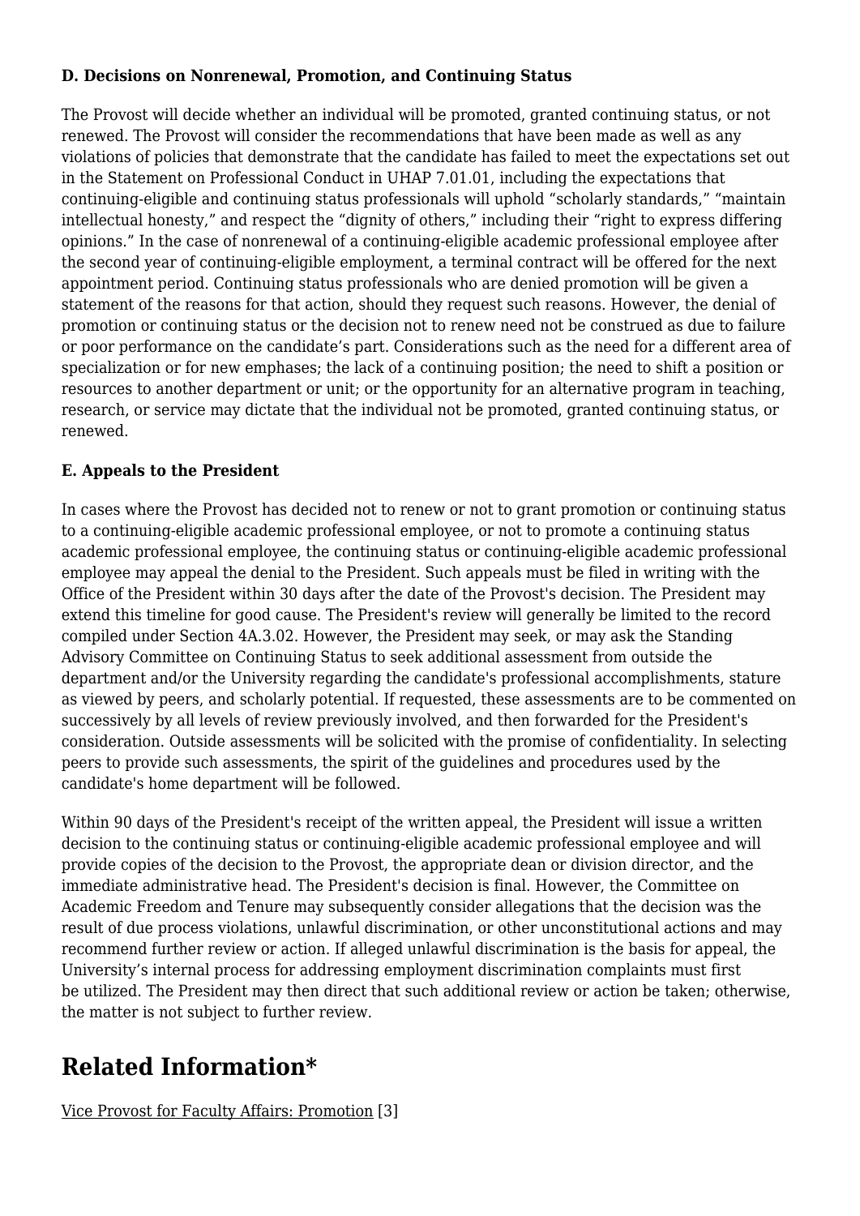**D. Decisions on Nonrenewal, Promotion, and Continuing Status**

The Provost will decide whether an individual will be promoted, granted continuing status, or not renewed. The Provost will consider the recommendations that have been made as well as any violations of policies that demonstrate that the candidate has failed to meet the expectations set out in the Statement on Professional Conduct in UHAP 7.01.01, including the expectations that continuing-eligible and continuing status professionals will uphold “scholarly standards,” “maintain intellectual honesty,” and respect the “dignity of others,” including their “right to express differing opinions.” In the case of nonrenewal of a continuing-eligible academic professional employee after the second year of continuing-eligible employment, a terminal contract will be offered for the next appointment period. Continuing status professionals who are denied promotion will be given a statement of the reasons for that action, should they request such reasons. However, the denial of promotion or continuing status or the decision not to renew need not be construed as due to failure or poor performance on the candidate’s part. Considerations such as the need for a different area of specialization or for new emphases; the lack of a continuing position; the need to shift a position or resources to another department or unit; or the opportunity for an alternative program in teaching, research, or service may dictate that the individual not be promoted, granted continuing status, or renewed.

**E. Appeals to the President**

In cases where the Provost has decided not to renew or not to grant promotion or continuing status to a continuing-eligible academic professional employee, or not to promote a continuing status academic professional employee, the continuing status or continuing-eligible academic professional employee may appeal the denial to the President. Such appeals must be filed in writing with the Office of the President within 30 days after the date of the Provost's decision. The President may extend this timeline for good cause. The President's review will generally be limited to the record compiled under Section 4A.3.02. However, the President may seek, or may ask the Standing Advisory Committee on Continuing Status to seek additional assessment from outside the department and/or the University regarding the candidate's professional accomplishments, stature as viewed by peers, and scholarly potential. If requested, these assessments are to be commented on successively by all levels of review previously involved, and then forwarded for the President's consideration. Outside assessments will be solicited with the promise of confidentiality. In selecting peers to provide such assessments, the spirit of the guidelines and procedures used by the candidate's home department will be followed.

Within 90 days of the President's receipt of the written appeal, the President will issue a written decision to the continuing status or continuing-eligible academic professional employee and will provide copies of the decision to the Provost, the appropriate dean or division director, and the immediate administrative head. The President's decision is final. However, the Committee on Academic Freedom and Tenure may subsequently consider allegations that the decision was the result of due process violations, unlawful discrimination, or other unconstitutional actions and may recommend further review or action. If alleged unlawful discrimination is the basis for appeal, the University’s internal process for addressing employment discrimination complaints must first be utilized. The President may then direct that such additional review or action be taken; otherwise, the matter is not subject to further review.

## Related Information*

Vice Provost for Faculty Affairs: Promotion [3]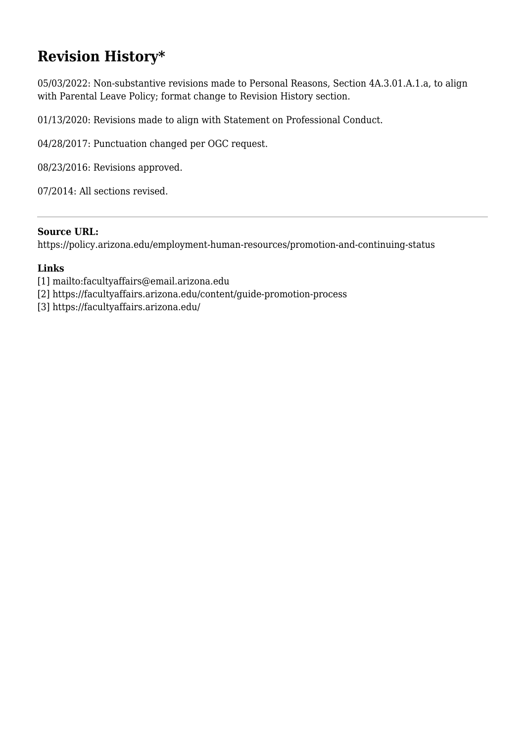## Revision History*

05/03/2022: Non-substantive revisions made to Personal Reasons, Section 4A.3.01.A.1.a, to align with Parental Leave Policy; format change to Revision History section.

01/13/2020: Revisions made to align with Statement on Professional Conduct.

04/28/2017: Punctuation changed per OGC request.

08/23/2016: Revisions approved.

07/2014: All sections revised.

---

**Source URL:**
https://policy.arizona.edu/employment-human-resources/promotion-and-continuing-status

**Links**
[1] mailto:facultyaffairs@email.arizona.edu
[2] https://facultyaffairs.arizona.edu/content/guide-promotion-process
[3] https://facultyaffairs.arizona.edu/